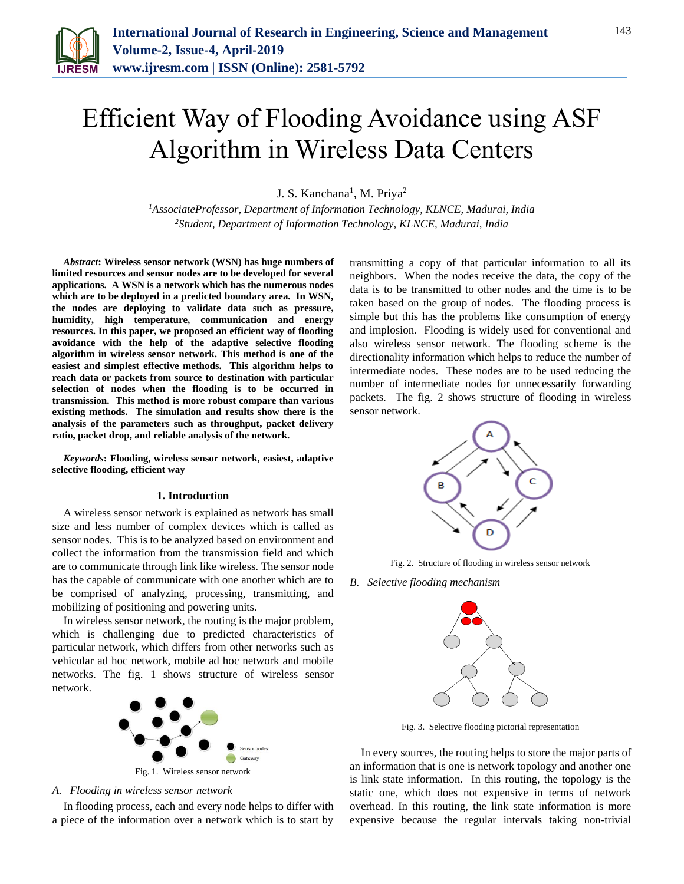# Efficient Way of Flooding Avoidance using ASF Algorithm in Wireless Data Centers

J. S. Kanchana[1], M. Priya[2]

[1]AssociateProfessor, Department of Information Technology, KLNCE, Madurai, India
[2]Student, Department of Information Technology, KLNCE, Madurai, India

***Abstract*: Wireless sensor network (WSN) has huge numbers of limited resources and sensor nodes are to be developed for several applications. A WSN is a network which has the numerous nodes which are to be deployed in a predicted boundary area. In WSN, the nodes are deploying to validate data such as pressure, humidity, high temperature, communication and energy resources. In this paper, we proposed an efficient way of flooding avoidance with the help of the adaptive selective flooding algorithm in wireless sensor network. This method is one of the easiest and simplest effective methods. This algorithm helps to reach data or packets from source to destination with particular selection of nodes when the flooding is to be occurred in transmission. This method is more robust compare than various existing methods. The simulation and results show there is the analysis of the parameters such as throughput, packet delivery ratio, packet drop, and reliable analysis of the network.**

***Keywords*: Flooding, wireless sensor network, easiest, adaptive selective flooding, efficient way**

## 1. Introduction

A wireless sensor network is explained as network has small size and less number of complex devices which is called as sensor nodes. This is to be analyzed based on environment and collect the information from the transmission field and which are to communicate through link like wireless. The sensor node has the capable of communicate with one another which are to be comprised of analyzing, processing, transmitting, and mobilizing of positioning and powering units.

In wireless sensor network, the routing is the major problem, which is challenging due to predicted characteristics of particular network, which differs from other networks such as vehicular ad hoc network, mobile ad hoc network and mobile networks. The fig. 1 shows structure of wireless sensor network.

Fig. 1. Wireless sensor network

### *A. Flooding in wireless sensor network*

In flooding process, each and every node helps to differ with a piece of the information over a network which is to start by transmitting a copy of that particular information to all its neighbors. When the nodes receive the data, the copy of the data is to be transmitted to other nodes and the time is to be taken based on the group of nodes. The flooding process is simple but this has the problems like consumption of energy and implosion. Flooding is widely used for conventional and also wireless sensor network. The flooding scheme is the directionality information which helps to reduce the number of intermediate nodes. These nodes are to be used reducing the number of intermediate nodes for unnecessarily forwarding packets. The fig. 2 shows structure of flooding in wireless sensor network.

Fig. 2. Structure of flooding in wireless sensor network

### *B. Selective flooding mechanism*

Fig. 3. Selective flooding pictorial representation

In every sources, the routing helps to store the major parts of an information that is one is network topology and another one is link state information. In this routing, the topology is the static one, which does not expensive in terms of network overhead. In this routing, the link state information is more expensive because the regular intervals taking non-trivial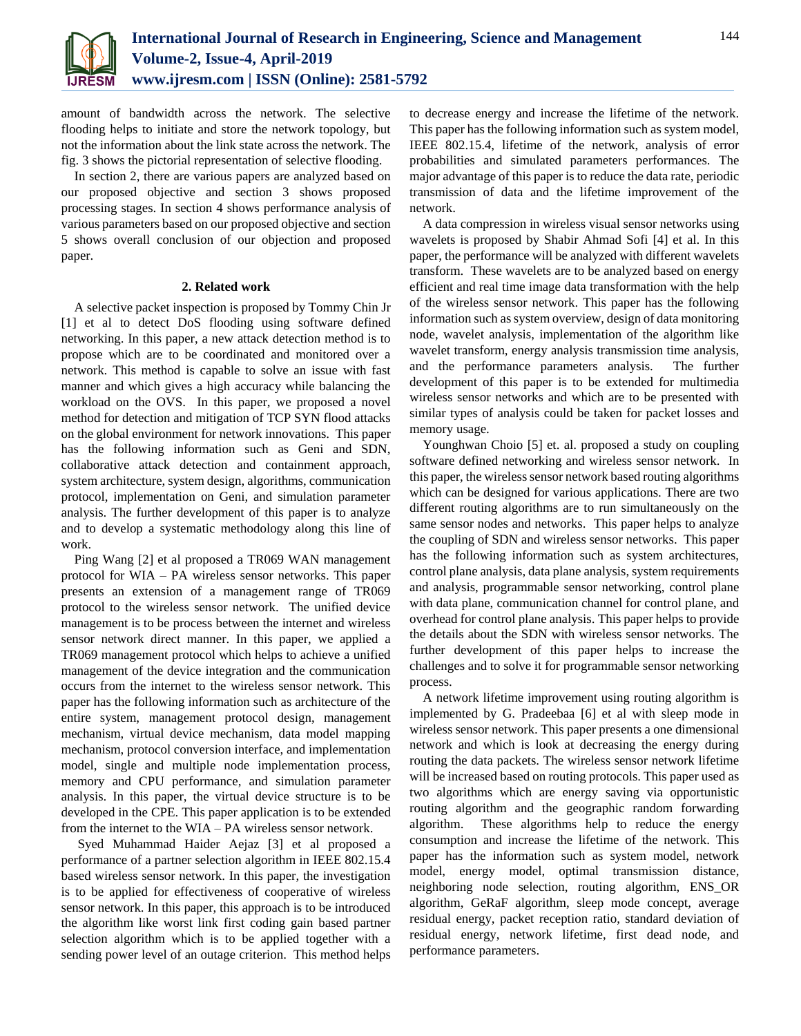amount of bandwidth across the network. The selective flooding helps to initiate and store the network topology, but not the information about the link state across the network. The fig. 3 shows the pictorial representation of selective flooding.

In section 2, there are various papers are analyzed based on our proposed objective and section 3 shows proposed processing stages. In section 4 shows performance analysis of various parameters based on our proposed objective and section 5 shows overall conclusion of our objection and proposed paper.

## 2. Related work

A selective packet inspection is proposed by Tommy Chin Jr [1] et al to detect DoS flooding using software defined networking. In this paper, a new attack detection method is to propose which are to be coordinated and monitored over a network. This method is capable to solve an issue with fast manner and which gives a high accuracy while balancing the workload on the OVS. In this paper, we proposed a novel method for detection and mitigation of TCP SYN flood attacks on the global environment for network innovations. This paper has the following information such as Geni and SDN, collaborative attack detection and containment approach, system architecture, system design, algorithms, communication protocol, implementation on Geni, and simulation parameter analysis. The further development of this paper is to analyze and to develop a systematic methodology along this line of work.

Ping Wang [2] et al proposed a TR069 WAN management protocol for WIA – PA wireless sensor networks. This paper presents an extension of a management range of TR069 protocol to the wireless sensor network. The unified device management is to be process between the internet and wireless sensor network direct manner. In this paper, we applied a TR069 management protocol which helps to achieve a unified management of the device integration and the communication occurs from the internet to the wireless sensor network. This paper has the following information such as architecture of the entire system, management protocol design, management mechanism, virtual device mechanism, data model mapping mechanism, protocol conversion interface, and implementation model, single and multiple node implementation process, memory and CPU performance, and simulation parameter analysis. In this paper, the virtual device structure is to be developed in the CPE. This paper application is to be extended from the internet to the WIA – PA wireless sensor network.

Syed Muhammad Haider Aejaz [3] et al proposed a performance of a partner selection algorithm in IEEE 802.15.4 based wireless sensor network. In this paper, the investigation is to be applied for effectiveness of cooperative of wireless sensor network. In this paper, this approach is to be introduced the algorithm like worst link first coding gain based partner selection algorithm which is to be applied together with a sending power level of an outage criterion. This method helps to decrease energy and increase the lifetime of the network. This paper has the following information such as system model, IEEE 802.15.4, lifetime of the network, analysis of error probabilities and simulated parameters performances. The major advantage of this paper is to reduce the data rate, periodic transmission of data and the lifetime improvement of the network.

A data compression in wireless visual sensor networks using wavelets is proposed by Shabir Ahmad Sofi [4] et al. In this paper, the performance will be analyzed with different wavelets transform. These wavelets are to be analyzed based on energy efficient and real time image data transformation with the help of the wireless sensor network. This paper has the following information such as system overview, design of data monitoring node, wavelet analysis, implementation of the algorithm like wavelet transform, energy analysis transmission time analysis, and the performance parameters analysis. The further development of this paper is to be extended for multimedia wireless sensor networks and which are to be presented with similar types of analysis could be taken for packet losses and memory usage.

Younghwan Choio [5] et. al. proposed a study on coupling software defined networking and wireless sensor network. In this paper, the wireless sensor network based routing algorithms which can be designed for various applications. There are two different routing algorithms are to run simultaneously on the same sensor nodes and networks. This paper helps to analyze the coupling of SDN and wireless sensor networks. This paper has the following information such as system architectures, control plane analysis, data plane analysis, system requirements and analysis, programmable sensor networking, control plane with data plane, communication channel for control plane, and overhead for control plane analysis. This paper helps to provide the details about the SDN with wireless sensor networks. The further development of this paper helps to increase the challenges and to solve it for programmable sensor networking process.

A network lifetime improvement using routing algorithm is implemented by G. Pradeebaa [6] et al with sleep mode in wireless sensor network. This paper presents a one dimensional network and which is look at decreasing the energy during routing the data packets. The wireless sensor network lifetime will be increased based on routing protocols. This paper used as two algorithms which are energy saving via opportunistic routing algorithm and the geographic random forwarding algorithm. These algorithms help to reduce the energy consumption and increase the lifetime of the network. This paper has the information such as system model, network model, energy model, optimal transmission distance, neighboring node selection, routing algorithm, ENS_OR algorithm, GeRaF algorithm, sleep mode concept, average residual energy, packet reception ratio, standard deviation of residual energy, network lifetime, first dead node, and performance parameters.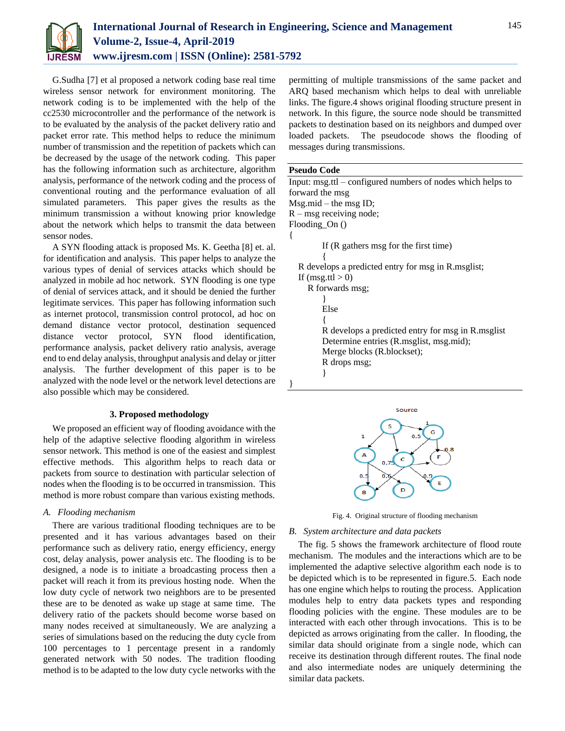G.Sudha [7] et al proposed a network coding base real time wireless sensor network for environment monitoring. The network coding is to be implemented with the help of the cc2530 microcontroller and the performance of the network is to be evaluated by the analysis of the packet delivery ratio and packet error rate. This method helps to reduce the minimum number of transmission and the repetition of packets which can be decreased by the usage of the network coding. This paper has the following information such as architecture, algorithm analysis, performance of the network coding and the process of conventional routing and the performance evaluation of all simulated parameters. This paper gives the results as the minimum transmission a without knowing prior knowledge about the network which helps to transmit the data between sensor nodes.

A SYN flooding attack is proposed Ms. K. Geetha [8] et. al. for identification and analysis. This paper helps to analyze the various types of denial of services attacks which should be analyzed in mobile ad hoc network. SYN flooding is one type of denial of services attack, and it should be denied the further legitimate services. This paper has following information such as internet protocol, transmission control protocol, ad hoc on demand distance vector protocol, destination sequenced distance vector protocol, SYN flood identification, performance analysis, packet delivery ratio analysis, average end to end delay analysis, throughput analysis and delay or jitter analysis. The further development of this paper is to be analyzed with the node level or the network level detections are also possible which may be considered.

## 3. Proposed methodology

We proposed an efficient way of flooding avoidance with the help of the adaptive selective flooding algorithm in wireless sensor network. This method is one of the easiest and simplest effective methods. This algorithm helps to reach data or packets from source to destination with particular selection of nodes when the flooding is to be occurred in transmission. This method is more robust compare than various existing methods.

### *A. Flooding mechanism*

There are various traditional flooding techniques are to be presented and it has various advantages based on their performance such as delivery ratio, energy efficiency, energy cost, delay analysis, power analysis etc. The flooding is to be designed, a node is to initiate a broadcasting process then a packet will reach it from its previous hosting node. When the low duty cycle of network two neighbors are to be presented these are to be denoted as wake up stage at same time. The delivery ratio of the packets should become worse based on many nodes received at simultaneously. We are analyzing a series of simulations based on the reducing the duty cycle from 100 percentages to 1 percentage present in a randomly generated network with 50 nodes. The tradition flooding method is to be adapted to the low duty cycle networks with the permitting of multiple transmissions of the same packet and ARQ based mechanism which helps to deal with unreliable links. The figure.4 shows original flooding structure present in network. In this figure, the source node should be transmitted packets to destination based on its neighbors and dumped over loaded packets. The pseudocode shows the flooding of messages during transmissions.

**Pseudo Code**

```
Input: msg.ttl – configured numbers of nodes which helps to
forward the msg
Msg.mid – the msg ID;
R – msg receiving node;
Flooding_On ()
{
        If (R gathers msg for the first time)
        {
   R develops a predicted entry for msg in R.msglist;
   If (msg.ttl > 0)
      R forwards msg;
        }
        Else
        {
        R develops a predicted entry for msg in R.msglist
        Determine entries (R.msglist, msg.mid);
        Merge blocks (R.blockset);
        R drops msg;
        }
}
```

Fig. 4. Original structure of flooding mechanism

### *B. System architecture and data packets*

The fig. 5 shows the framework architecture of flood route mechanism. The modules and the interactions which are to be implemented the adaptive selective algorithm each node is to be depicted which is to be represented in figure.5. Each node has one engine which helps to routing the process. Application modules help to entry data packets types and responding flooding policies with the engine. These modules are to be interacted with each other through invocations. This is to be depicted as arrows originating from the caller. In flooding, the similar data should originate from a single node, which can receive its destination through different routes. The final node and also intermediate nodes are uniquely determining the similar data packets.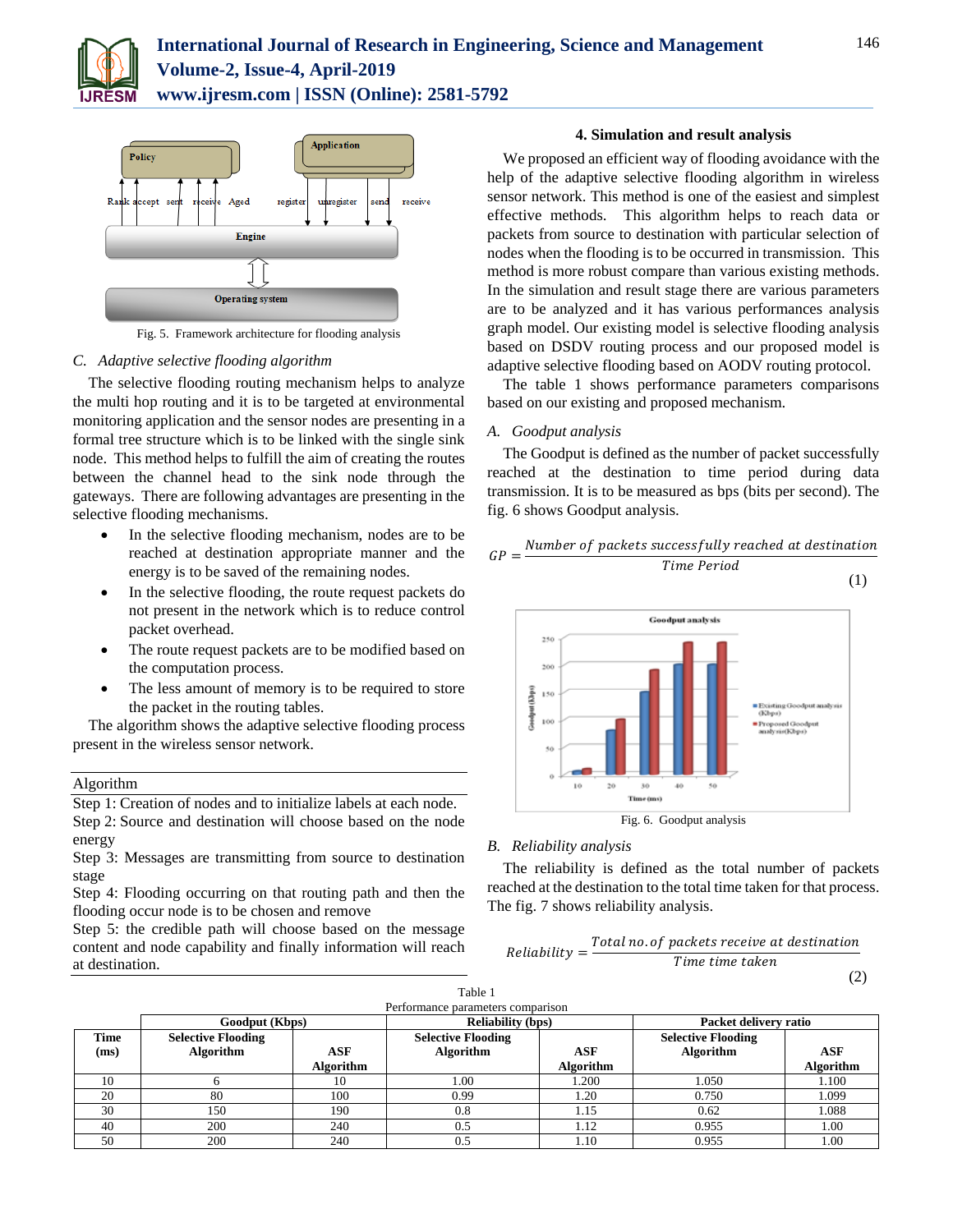Fig. 5. Framework architecture for flooding analysis

*C. Adaptive selective flooding algorithm*

The selective flooding routing mechanism helps to analyze the multi hop routing and it is to be targeted at environmental monitoring application and the sensor nodes are presenting in a formal tree structure which is to be linked with the single sink node. This method helps to fulfill the aim of creating the routes between the channel head to the sink node through the gateways. There are following advantages are presenting in the selective flooding mechanisms.

- In the selective flooding mechanism, nodes are to be reached at destination appropriate manner and the energy is to be saved of the remaining nodes.
- In the selective flooding, the route request packets do not present in the network which is to reduce control packet overhead.
- The route request packets are to be modified based on the computation process.
- The less amount of memory is to be required to store the packet in the routing tables.

The algorithm shows the adaptive selective flooding process present in the wireless sensor network.

Algorithm

Step 1: Creation of nodes and to initialize labels at each node.
Step 2: Source and destination will choose based on the node energy
Step 3: Messages are transmitting from source to destination stage
Step 4: Flooding occurring on that routing path and then the flooding occur node is to be chosen and remove
Step 5: the credible path will choose based on the message content and node capability and finally information will reach at destination.

## 4. Simulation and result analysis

We proposed an efficient way of flooding avoidance with the help of the adaptive selective flooding algorithm in wireless sensor network. This method is one of the easiest and simplest effective methods. This algorithm helps to reach data or packets from source to destination with particular selection of nodes when the flooding is to be occurred in transmission. This method is more robust compare than various existing methods. In the simulation and result stage there are various parameters are to be analyzed and it has various performances analysis graph model. Our existing model is selective flooding analysis based on DSDV routing process and our proposed model is adaptive selective flooding based on AODV routing protocol.

The table 1 shows performance parameters comparisons based on our existing and proposed mechanism.

*A. Goodput analysis*

The Goodput is defined as the number of packet successfully reached at the destination to time period during data transmission. It is to be measured as bps (bits per second). The fig. 6 shows Goodput analysis.

$$GP = \frac{Number\ of\ packets\ successfully\ reached\ at\ destination}{Time\ Period} \quad (1)$$

Fig. 6. Goodput analysis

*B. Reliability analysis*

The reliability is defined as the total number of packets reached at the destination to the total time taken for that process. The fig. 7 shows reliability analysis.

$$Reliability = \frac{Total\ no.of\ packets\ receive\ at\ destination}{Time\ time\ taken} \quad (2)$$

Table 1
Performance parameters comparison

| Time (ms) | Goodput (Kbps) | | Reliability (bps) | | Packet delivery ratio | |
|---|---|---|---|---|---|---|
| | Selective Flooding Algorithm | ASF Algorithm | Selective Flooding Algorithm | ASF Algorithm | Selective Flooding Algorithm | ASF Algorithm |
| 10 | 6 | 10 | 1.00 | 1.200 | 1.050 | 1.100 |
| 20 | 80 | 100 | 0.99 | 1.20 | 0.750 | 1.099 |
| 30 | 150 | 190 | 0.8 | 1.15 | 0.62 | 1.088 |
| 40 | 200 | 240 | 0.5 | 1.12 | 0.955 | 1.00 |
| 50 | 200 | 240 | 0.5 | 1.10 | 0.955 | 1.00 |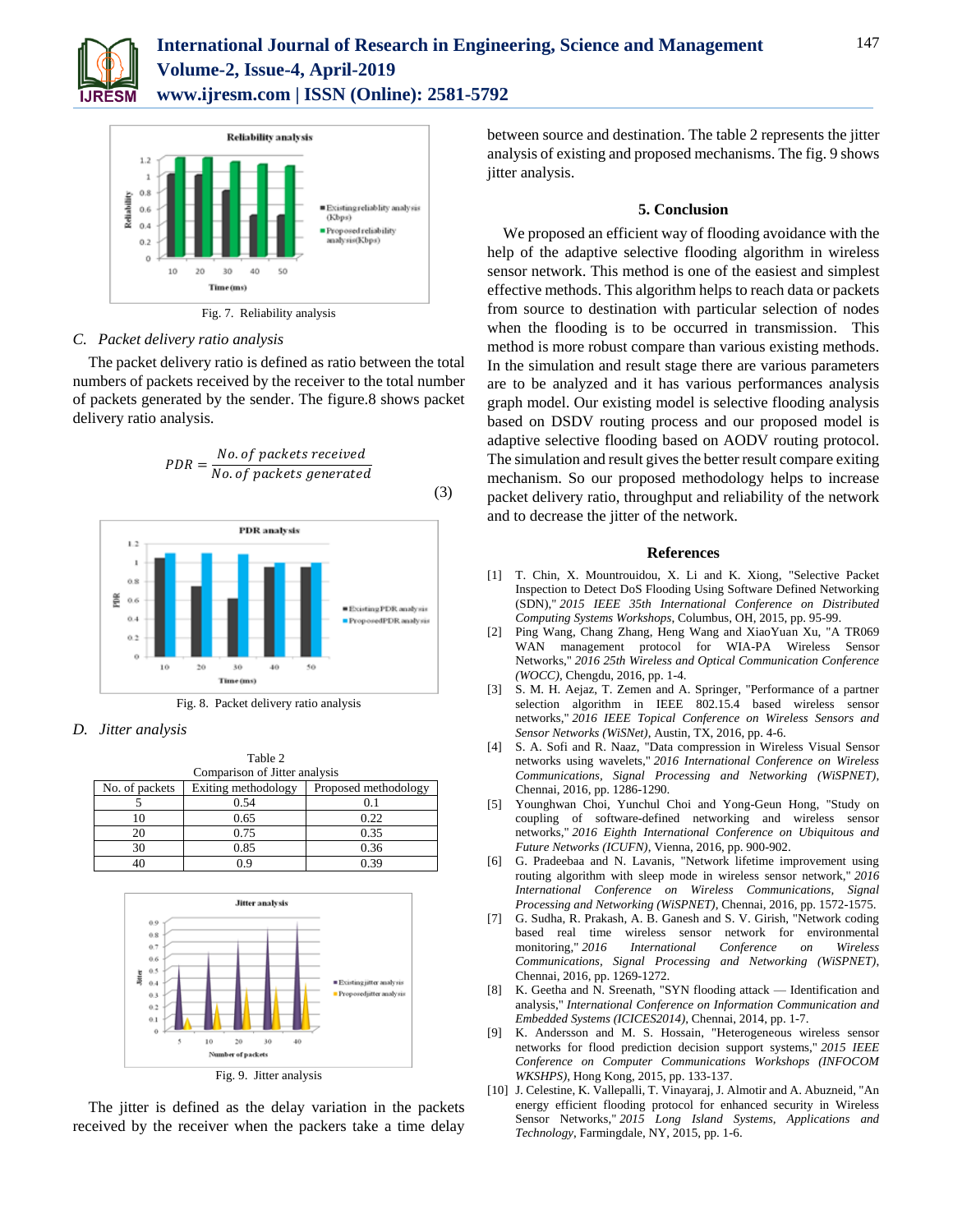Fig. 7. Reliability analysis

*C. Packet delivery ratio analysis*

The packet delivery ratio is defined as ratio between the total numbers of packets received by the receiver to the total number of packets generated by the sender. The figure.8 shows packet delivery ratio analysis.

$$PDR = \frac{No.\,of\ packets\ received}{No.\,of\ packets\ generated} \tag{3}$$

Fig. 8. Packet delivery ratio analysis

*D. Jitter analysis*

Table 2
Comparison of Jitter analysis

| No. of packets | Exiting methodology | Proposed methodology |
|---|---|---|
| 5 | 0.54 | 0.1 |
| 10 | 0.65 | 0.22 |
| 20 | 0.75 | 0.35 |
| 30 | 0.85 | 0.36 |
| 40 | 0.9 | 0.39 |

Fig. 9. Jitter analysis

The jitter is defined as the delay variation in the packets received by the receiver when the packers take a time delay between source and destination. The table 2 represents the jitter analysis of existing and proposed mechanisms. The fig. 9 shows jitter analysis.

## 5. Conclusion

We proposed an efficient way of flooding avoidance with the help of the adaptive selective flooding algorithm in wireless sensor network. This method is one of the easiest and simplest effective methods. This algorithm helps to reach data or packets from source to destination with particular selection of nodes when the flooding is to be occurred in transmission. This method is more robust compare than various existing methods. In the simulation and result stage there are various parameters are to be analyzed and it has various performances analysis graph model. Our existing model is selective flooding analysis based on DSDV routing process and our proposed model is adaptive selective flooding based on AODV routing protocol. The simulation and result gives the better result compare exiting mechanism. So our proposed methodology helps to increase packet delivery ratio, throughput and reliability of the network and to decrease the jitter of the network.

## References

[1] T. Chin, X. Mountrouidou, X. Li and K. Xiong, "Selective Packet Inspection to Detect DoS Flooding Using Software Defined Networking (SDN)," *2015 IEEE 35th International Conference on Distributed Computing Systems Workshops*, Columbus, OH, 2015, pp. 95-99.

[2] Ping Wang, Chang Zhang, Heng Wang and XiaoYuan Xu, "A TR069 WAN management protocol for WIA-PA Wireless Sensor Networks," *2016 25th Wireless and Optical Communication Conference (WOCC)*, Chengdu, 2016, pp. 1-4.

[3] S. M. H. Aejaz, T. Zemen and A. Springer, "Performance of a partner selection algorithm in IEEE 802.15.4 based wireless sensor networks," *2016 IEEE Topical Conference on Wireless Sensors and Sensor Networks (WiSNet)*, Austin, TX, 2016, pp. 4-6.

[4] S. A. Sofi and R. Naaz, "Data compression in Wireless Visual Sensor networks using wavelets," *2016 International Conference on Wireless Communications, Signal Processing and Networking (WiSPNET)*, Chennai, 2016, pp. 1286-1290.

[5] Younghwan Choi, Yunchul Choi and Yong-Geun Hong, "Study on coupling of software-defined networking and wireless sensor networks," *2016 Eighth International Conference on Ubiquitous and Future Networks (ICUFN)*, Vienna, 2016, pp. 900-902.

[6] G. Pradeebaa and N. Lavanis, "Network lifetime improvement using routing algorithm with sleep mode in wireless sensor network," *2016 International Conference on Wireless Communications, Signal Processing and Networking (WiSPNET)*, Chennai, 2016, pp. 1572-1575.

[7] G. Sudha, R. Prakash, A. B. Ganesh and S. V. Girish, "Network coding based real time wireless sensor network for environmental monitoring," *2016 International Conference on Wireless Communications, Signal Processing and Networking (WiSPNET)*, Chennai, 2016, pp. 1269-1272.

[8] K. Geetha and N. Sreenath, "SYN flooding attack — Identification and analysis," *International Conference on Information Communication and Embedded Systems (ICICES2014)*, Chennai, 2014, pp. 1-7.

[9] K. Andersson and M. S. Hossain, "Heterogeneous wireless sensor networks for flood prediction decision support systems," *2015 IEEE Conference on Computer Communications Workshops (INFOCOM WKSHPS)*, Hong Kong, 2015, pp. 133-137.

[10] J. Celestine, K. Vallepalli, T. Vinayaraj, J. Almotir and A. Abuzneid, "An energy efficient flooding protocol for enhanced security in Wireless Sensor Networks," *2015 Long Island Systems, Applications and Technology*, Farmingdale, NY, 2015, pp. 1-6.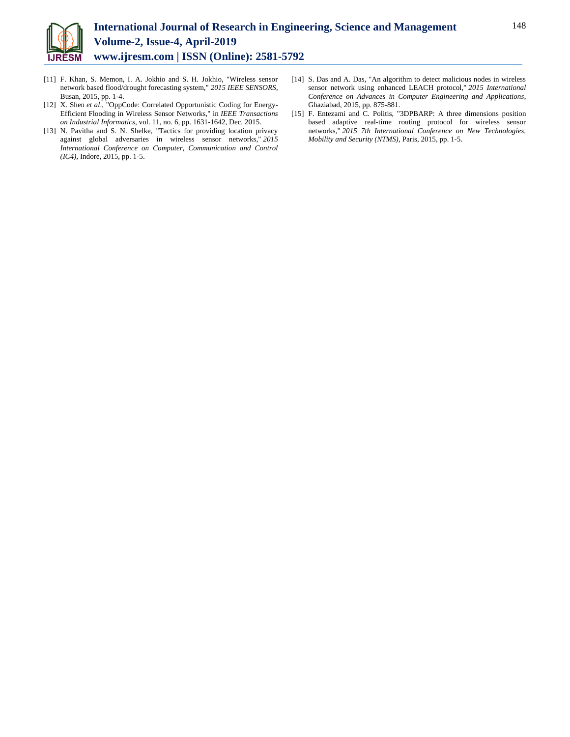[11] F. Khan, S. Memon, I. A. Jokhio and S. H. Jokhio, "Wireless sensor network based flood/drought forecasting system," *2015 IEEE SENSORS*, Busan, 2015, pp. 1-4.

[12] X. Shen *et al*., "OppCode: Correlated Opportunistic Coding for Energy-Efficient Flooding in Wireless Sensor Networks," in *IEEE Transactions on Industrial Informatics*, vol. 11, no. 6, pp. 1631-1642, Dec. 2015.

[13] N. Pavitha and S. N. Shelke, "Tactics for providing location privacy against global adversaries in wireless sensor networks," *2015 International Conference on Computer, Communication and Control (IC4)*, Indore, 2015, pp. 1-5.

[14] S. Das and A. Das, "An algorithm to detect malicious nodes in wireless sensor network using enhanced LEACH protocol," *2015 International Conference on Advances in Computer Engineering and Applications*, Ghaziabad, 2015, pp. 875-881.

[15] F. Entezami and C. Politis, "3DPBARP: A three dimensions position based adaptive real-time routing protocol for wireless sensor networks," *2015 7th International Conference on New Technologies, Mobility and Security (NTMS)*, Paris, 2015, pp. 1-5.